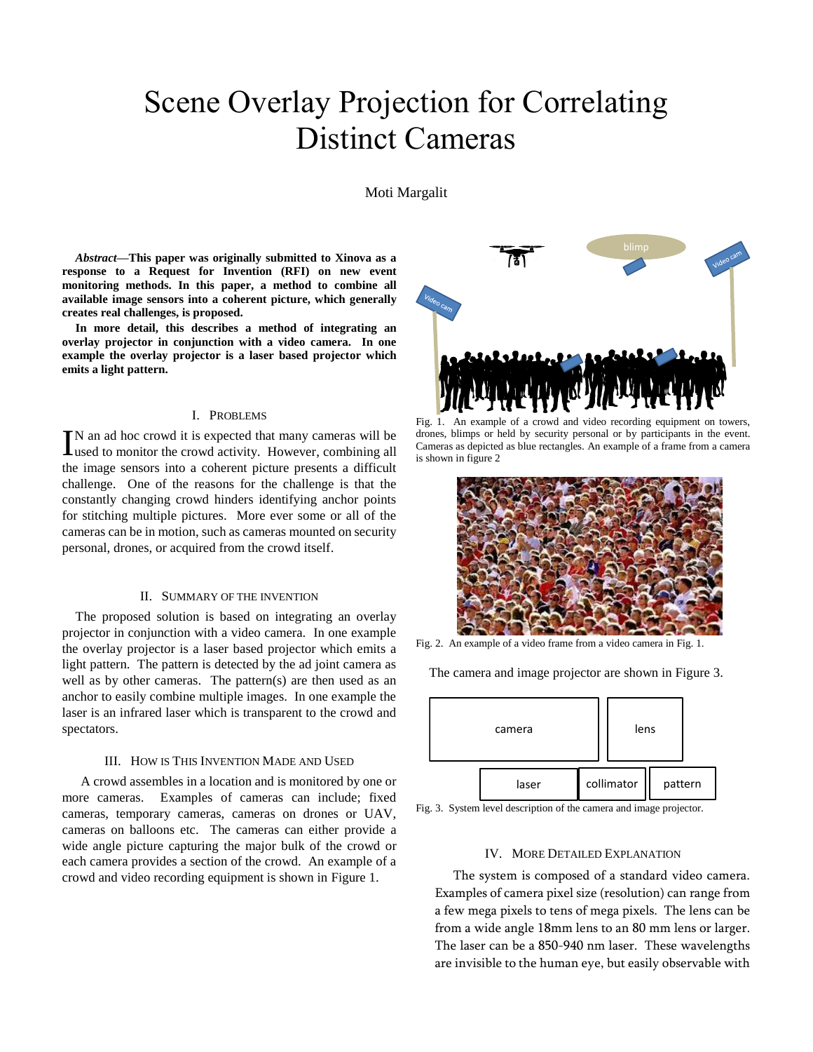# Scene Overlay Projection for Correlating Distinct Cameras

Moti Margalit

***Abstract*—This paper was originally submitted to Xinova as a response to a Request for Invention (RFI) on new event monitoring methods. In this paper, a method to combine all available image sensors into a coherent picture, which generally creates real challenges, is proposed.**

**In more detail, this describes a method of integrating an overlay projector in conjunction with a video camera. In one example the overlay projector is a laser based projector which emits a light pattern.**

## I. Problems

IN an ad hoc crowd it is expected that many cameras will be used to monitor the crowd activity. However, combining all the image sensors into a coherent picture presents a difficult challenge. One of the reasons for the challenge is that the constantly changing crowd hinders identifying anchor points for stitching multiple pictures. More ever some or all of the cameras can be in motion, such as cameras mounted on security personal, drones, or acquired from the crowd itself.

## II. Summary of the Invention

The proposed solution is based on integrating an overlay projector in conjunction with a video camera. In one example the overlay projector is a laser based projector which emits a light pattern. The pattern is detected by the ad joint camera as well as by other cameras. The pattern(s) are then used as an anchor to easily combine multiple images. In one example the laser is an infrared laser which is transparent to the crowd and spectators.

## III. How is This Invention Made and Used

A crowd assembles in a location and is monitored by one or more cameras. Examples of cameras can include; fixed cameras, temporary cameras, cameras on drones or UAV, cameras on balloons etc. The cameras can either provide a wide angle picture capturing the major bulk of the crowd or each camera provides a section of the crowd. An example of a crowd and video recording equipment is shown in Figure 1.

Fig. 1. An example of a crowd and video recording equipment on towers, drones, blimps or held by security personal or by participants in the event. Cameras as depicted as blue rectangles. An example of a frame from a camera is shown in figure 2

Fig. 2. An example of a video frame from a video camera in Fig. 1.

The camera and image projector are shown in Figure 3.

| camera | lens | |
|---|---|---|
| laser | collimator | pattern |

Fig. 3. System level description of the camera and image projector.

## IV. More Detailed Explanation

The system is composed of a standard video camera. Examples of camera pixel size (resolution) can range from a few mega pixels to tens of mega pixels. The lens can be from a wide angle 18mm lens to an 80 mm lens or larger. The laser can be a 850-940 nm laser. These wavelengths are invisible to the human eye, but easily observable with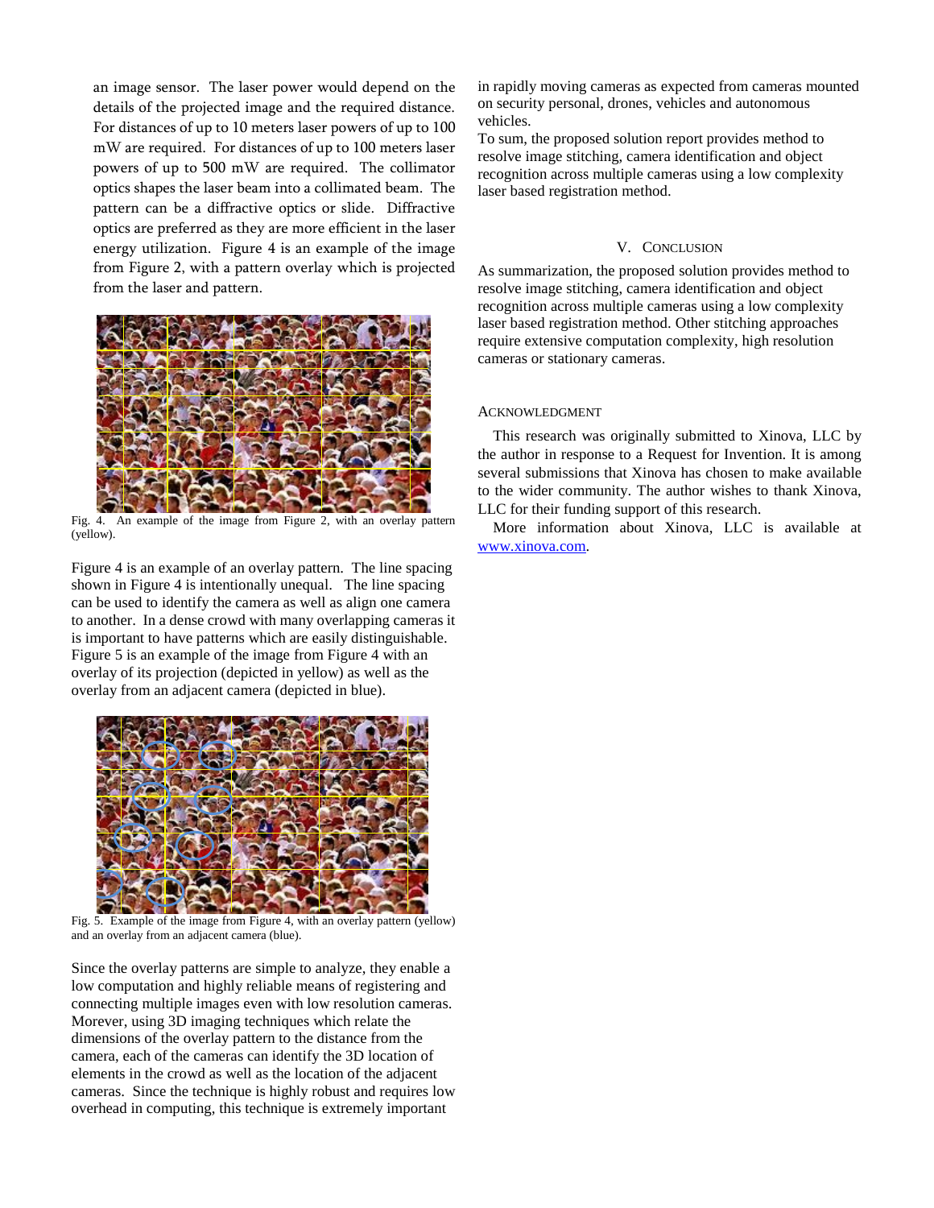an image sensor. The laser power would depend on the details of the projected image and the required distance. For distances of up to 10 meters laser powers of up to 100 mW are required. For distances of up to 100 meters laser powers of up to 500 mW are required. The collimator optics shapes the laser beam into a collimated beam. The pattern can be a diffractive optics or slide. Diffractive optics are preferred as they are more efficient in the laser energy utilization. Figure 4 is an example of the image from Figure 2, with a pattern overlay which is projected from the laser and pattern.

Fig. 4. An example of the image from Figure 2, with an overlay pattern (yellow).

Figure 4 is an example of an overlay pattern. The line spacing shown in Figure 4 is intentionally unequal. The line spacing can be used to identify the camera as well as align one camera to another. In a dense crowd with many overlapping cameras it is important to have patterns which are easily distinguishable. Figure 5 is an example of the image from Figure 4 with an overlay of its projection (depicted in yellow) as well as the overlay from an adjacent camera (depicted in blue).

Fig. 5. Example of the image from Figure 4, with an overlay pattern (yellow) and an overlay from an adjacent camera (blue).

Since the overlay patterns are simple to analyze, they enable a low computation and highly reliable means of registering and connecting multiple images even with low resolution cameras. Morever, using 3D imaging techniques which relate the dimensions of the overlay pattern to the distance from the camera, each of the cameras can identify the 3D location of elements in the crowd as well as the location of the adjacent cameras. Since the technique is highly robust and requires low overhead in computing, this technique is extremely important in rapidly moving cameras as expected from cameras mounted on security personal, drones, vehicles and autonomous vehicles.

To sum, the proposed solution report provides method to resolve image stitching, camera identification and object recognition across multiple cameras using a low complexity laser based registration method.

## V. Conclusion

As summarization, the proposed solution provides method to resolve image stitching, camera identification and object recognition across multiple cameras using a low complexity laser based registration method. Other stitching approaches require extensive computation complexity, high resolution cameras or stationary cameras.

## Acknowledgment

This research was originally submitted to Xinova, LLC by the author in response to a Request for Invention. It is among several submissions that Xinova has chosen to make available to the wider community. The author wishes to thank Xinova, LLC for their funding support of this research.

More information about Xinova, LLC is available at [www.xinova.com](http://www.xinova.com).